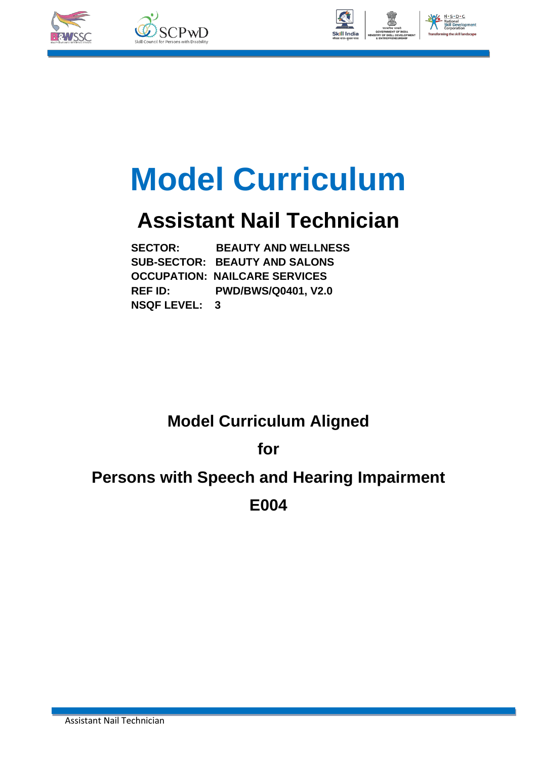# Model Curriculum

## Assistant Nail Technician

**SECTOR:** BEAUTY AND WELLNESS
**SUB-SECTOR:** BEAUTY AND SALONS
**OCCUPATION:** NAILCARE SERVICES
**REF ID:** PWD/BWS/Q0401, V2.0
**NSQF LEVEL:** 3

**Model Curriculum Aligned**

**for**

**Persons with Speech and Hearing Impairment**

**E004**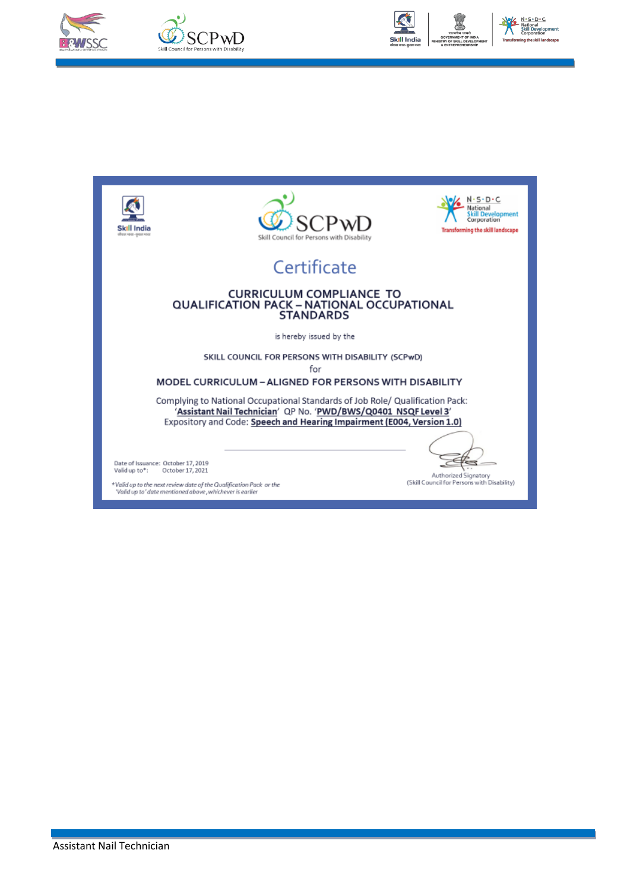# Certificate

## CURRICULUM COMPLIANCE TO QUALIFICATION PACK – NATIONAL OCCUPATIONAL STANDARDS

is hereby issued by the

SKILL COUNCIL FOR PERSONS WITH DISABILITY (SCPwD)

for

**MODEL CURRICULUM – ALIGNED FOR PERSONS WITH DISABILITY**

Complying to National Occupational Standards of Job Role/ Qualification Pack: '**Assistant Nail Technician**' QP No. '**PWD/BWS/Q0401 NSQF Level 3**'
Expository and Code: **Speech and Hearing Impairment (E004, Version 1.0)**

Date of Issuance: October 17, 2019
Valid up to*: October 17, 2021

*Valid up to the next review date of the Qualification Pack or the 'Valid up to' date mentioned above, whichever is earlier*

Authorized Signatory
(Skill Council for Persons with Disability)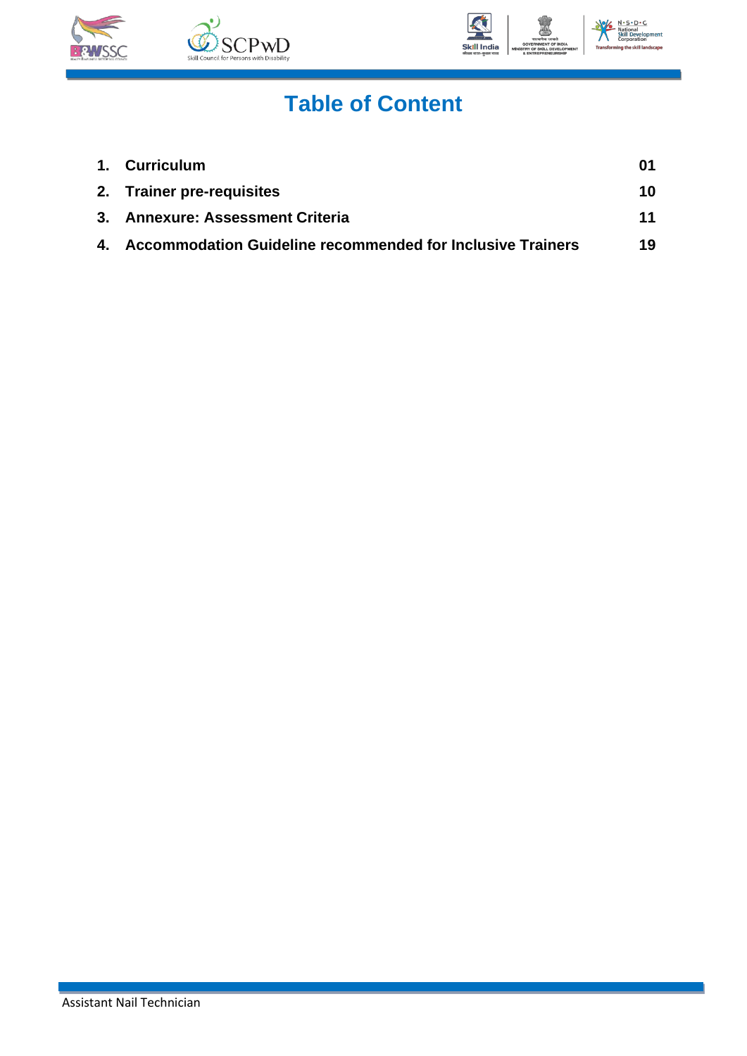# Table of Content

| | | |
|---|---|---|
| 1. | Curriculum | 01 |
| 2. | Trainer pre-requisites | 10 |
| 3. | Annexure: Assessment Criteria | 11 |
| 4. | Accommodation Guideline recommended for Inclusive Trainers | 19 |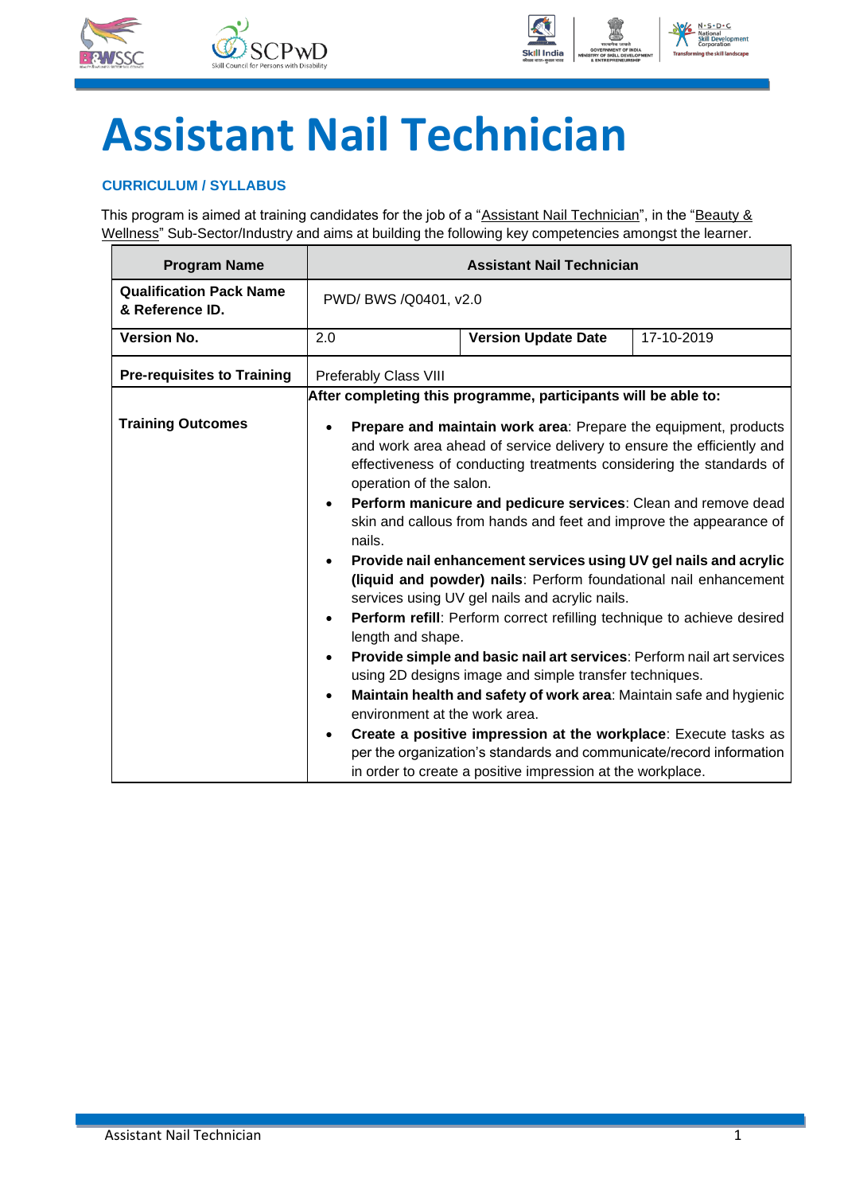# Assistant Nail Technician

### CURRICULUM / SYLLABUS

This program is aimed at training candidates for the job of a "Assistant Nail Technician", in the "Beauty & Wellness" Sub-Sector/Industry and aims at building the following key competencies amongst the learner.

| Program Name | Assistant Nail Technician | | |
|---|---|---|---|
| **Qualification Pack Name & Reference ID.** | PWD/ BWS /Q0401, v2.0 | | |
| **Version No.** | 2.0 | **Version Update Date** | 17-10-2019 |
| **Pre-requisites to Training** | Preferably Class VIII | | |
| **Training Outcomes** | **After completing this programme, participants will be able to:**<br><br>• **Prepare and maintain work area**: Prepare the equipment, products and work area ahead of service delivery to ensure the efficiently and effectiveness of conducting treatments considering the standards of operation of the salon.<br>• **Perform manicure and pedicure services**: Clean and remove dead skin and callous from hands and feet and improve the appearance of nails.<br>• **Provide nail enhancement services using UV gel nails and acrylic (liquid and powder) nails**: Perform foundational nail enhancement services using UV gel nails and acrylic nails.<br>• **Perform refill**: Perform correct refilling technique to achieve desired length and shape.<br>• **Provide simple and basic nail art services**: Perform nail art services using 2D designs image and simple transfer techniques.<br>• **Maintain health and safety of work area**: Maintain safe and hygienic environment at the work area.<br>• **Create a positive impression at the workplace**: Execute tasks as per the organization's standards and communicate/record information in order to create a positive impression at the workplace. | | |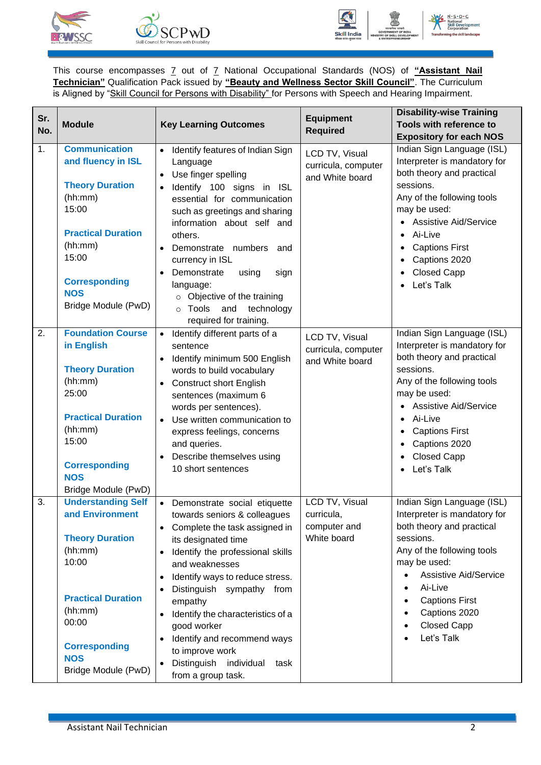This course encompasses 7 out of 7 National Occupational Standards (NOS) of **"Assistant Nail Technician"** Qualification Pack issued by **"Beauty and Wellness Sector Skill Council"**. The Curriculum is Aligned by "Skill Council for Persons with Disability" for Persons with Speech and Hearing Impairment.

| Sr. No. | Module | Key Learning Outcomes | Equipment Required | Disability-wise Training Tools with reference to Expository for each NOS |
|---|---|---|---|---|
| 1. | **Communication and fluency in ISL**<br><br>**Theory Duration** (hh:mm)<br>15:00<br><br>**Practical Duration** (hh:mm)<br>15:00<br><br>**Corresponding NOS**<br>Bridge Module (PwD) | • Identify features of Indian Sign Language<br>• Use finger spelling<br>• Identify 100 signs in ISL essential for communication such as greetings and sharing information about self and others.<br>• Demonstrate numbers and currency in ISL<br>• Demonstrate using sign language:<br>&nbsp;&nbsp;○ Objective of the training<br>&nbsp;&nbsp;○ Tools and technology required for training. | LCD TV, Visual curricula, computer and White board | Indian Sign Language (ISL) Interpreter is mandatory for both theory and practical sessions.<br>Any of the following tools may be used:<br>• Assistive Aid/Service<br>• Ai-Live<br>• Captions First<br>• Captions 2020<br>• Closed Capp<br>• Let's Talk |
| 2. | **Foundation Course in English**<br><br>**Theory Duration** (hh:mm)<br>25:00<br><br>**Practical Duration** (hh:mm)<br>15:00<br><br>**Corresponding NOS**<br>Bridge Module (PwD) | • Identify different parts of a sentence<br>• Identify minimum 500 English words to build vocabulary<br>• Construct short English sentences (maximum 6 words per sentences).<br>• Use written communication to express feelings, concerns and queries.<br>• Describe themselves using 10 short sentences | LCD TV, Visual curricula, computer and White board | Indian Sign Language (ISL) Interpreter is mandatory for both theory and practical sessions.<br>Any of the following tools may be used:<br>• Assistive Aid/Service<br>• Ai-Live<br>• Captions First<br>• Captions 2020<br>• Closed Capp<br>• Let's Talk |
| 3. | **Understanding Self and Environment**<br><br>**Theory Duration** (hh:mm)<br>10:00<br><br>**Practical Duration** (hh:mm)<br>00:00<br><br>**Corresponding NOS**<br>Bridge Module (PwD) | • Demonstrate social etiquette towards seniors & colleagues<br>• Complete the task assigned in its designated time<br>• Identify the professional skills and weaknesses<br>• Identify ways to reduce stress.<br>• Distinguish sympathy from empathy<br>• Identify the characteristics of a good worker<br>• Identify and recommend ways to improve work<br>• Distinguish individual task from a group task. | LCD TV, Visual curricula, computer and White board | Indian Sign Language (ISL) Interpreter is mandatory for both theory and practical sessions.<br>Any of the following tools may be used:<br>• Assistive Aid/Service<br>• Ai-Live<br>• Captions First<br>• Captions 2020<br>• Closed Capp<br>• Let's Talk |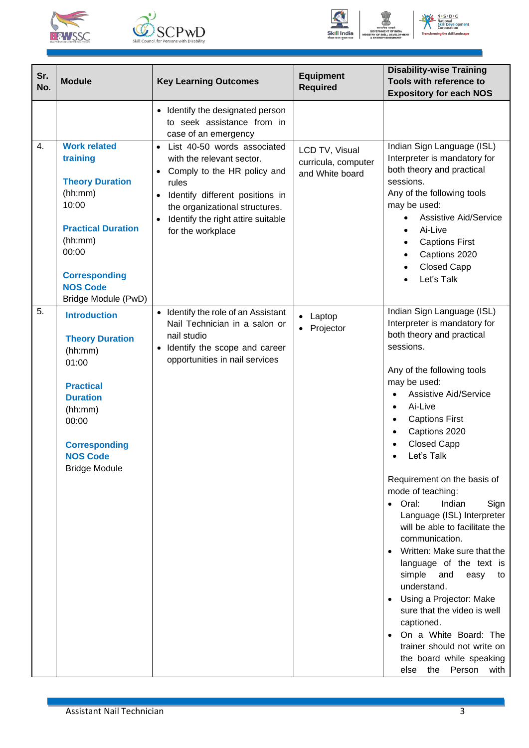| Sr. No. | Module | Key Learning Outcomes | Equipment Required | Disability-wise Training Tools with reference to Expository for each NOS |
|---|---|---|---|---|
| | | • Identify the designated person to seek assistance from in case of an emergency | | |
| 4. | **Work related training**<br><br>**Theory Duration** (hh:mm)<br>10:00<br><br>**Practical Duration** (hh:mm)<br>00:00<br><br>**Corresponding NOS Code**<br>Bridge Module (PwD) | • List 40-50 words associated with the relevant sector.<br>• Comply to the HR policy and rules<br>• Identify different positions in the organizational structures.<br>• Identify the right attire suitable for the workplace | LCD TV, Visual curricula, computer and White board | Indian Sign Language (ISL) Interpreter is mandatory for both theory and practical sessions.<br>Any of the following tools may be used:<br>• Assistive Aid/Service<br>• Ai-Live<br>• Captions First<br>• Captions 2020<br>• Closed Capp<br>• Let's Talk |
| 5. | **Introduction**<br><br>**Theory Duration** (hh:mm)<br>01:00<br><br>**Practical Duration** (hh:mm)<br>00:00<br><br>**Corresponding NOS Code**<br>Bridge Module | • Identify the role of an Assistant Nail Technician in a salon or nail studio<br>• Identify the scope and career opportunities in nail services | • Laptop<br>• Projector | Indian Sign Language (ISL) Interpreter is mandatory for both theory and practical sessions.<br><br>Any of the following tools may be used:<br>• Assistive Aid/Service<br>• Ai-Live<br>• Captions First<br>• Captions 2020<br>• Closed Capp<br>• Let's Talk<br><br>Requirement on the basis of mode of teaching:<br>• Oral: Indian Sign Language (ISL) Interpreter will be able to facilitate the communication.<br>• Written: Make sure that the language of the text is simple and easy to understand.<br>• Using a Projector: Make sure that the video is well captioned.<br>• On a White Board: The trainer should not write on the board while speaking else the Person with |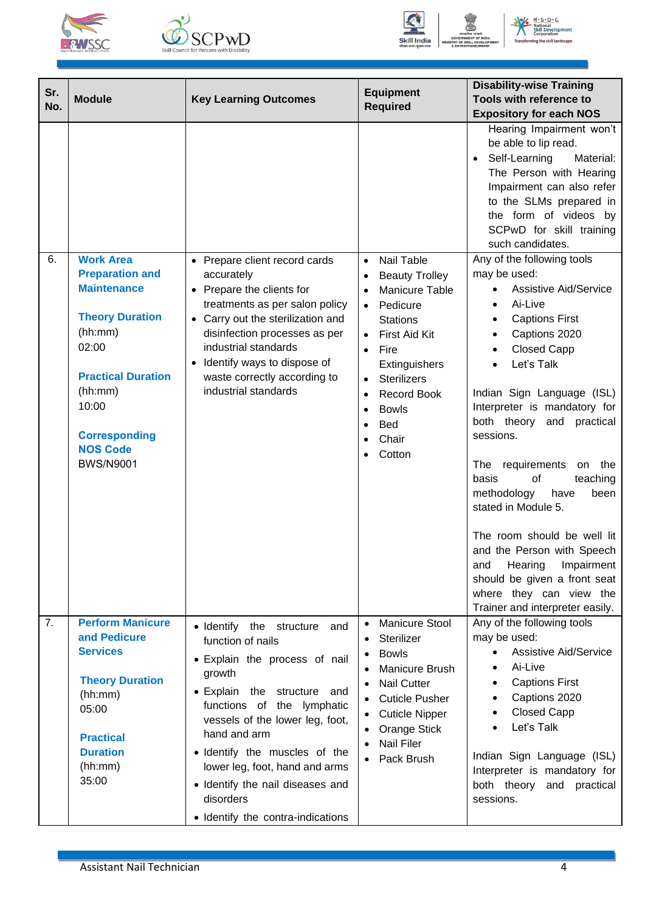| Sr. No. | Module | Key Learning Outcomes | Equipment Required | Disability-wise Training Tools with reference to Expository for each NOS |
|---|---|---|---|---|
| | | | | Hearing Impairment won't be able to lip read.<br>• Self-Learning Material: The Person with Hearing Impairment can also refer to the SLMs prepared in the form of videos by SCPwD for skill training such candidates. |
| 6. | **Work Area Preparation and Maintenance**<br><br>**Theory Duration** (hh:mm)<br>02:00<br><br>**Practical Duration** (hh:mm)<br>10:00<br><br>**Corresponding NOS Code**<br>BWS/N9001 | • Prepare client record cards accurately<br>• Prepare the clients for treatments as per salon policy<br>• Carry out the sterilization and disinfection processes as per industrial standards<br>• Identify ways to dispose of waste correctly according to industrial standards | • Nail Table<br>• Beauty Trolley<br>• Manicure Table<br>• Pedicure Stations<br>• First Aid Kit<br>• Fire Extinguishers<br>• Sterilizers<br>• Record Book<br>• Bowls<br>• Bed<br>• Chair<br>• Cotton | Any of the following tools may be used:<br>• Assistive Aid/Service<br>• Ai-Live<br>• Captions First<br>• Captions 2020<br>• Closed Capp<br>• Let's Talk<br><br>Indian Sign Language (ISL) Interpreter is mandatory for both theory and practical sessions.<br><br>The requirements on the basis of teaching methodology have been stated in Module 5.<br><br>The room should be well lit and the Person with Speech and Hearing Impairment should be given a front seat where they can view the Trainer and interpreter easily. |
| 7. | **Perform Manicure and Pedicure Services**<br><br>**Theory Duration** (hh:mm)<br>05:00<br><br>**Practical Duration** (hh:mm)<br>35:00 | • Identify the structure and function of nails<br>• Explain the process of nail growth<br>• Explain the structure and functions of the lymphatic vessels of the lower leg, foot, hand and arm<br>• Identify the muscles of the lower leg, foot, hand and arms<br>• Identify the nail diseases and disorders<br>• Identify the contra-indications | • Manicure Stool<br>• Sterilizer<br>• Bowls<br>• Manicure Brush<br>• Nail Cutter<br>• Cuticle Pusher<br>• Cuticle Nipper<br>• Orange Stick<br>• Nail Filer<br>• Pack Brush | Any of the following tools may be used:<br>• Assistive Aid/Service<br>• Ai-Live<br>• Captions First<br>• Captions 2020<br>• Closed Capp<br>• Let's Talk<br><br>Indian Sign Language (ISL) Interpreter is mandatory for both theory and practical sessions. |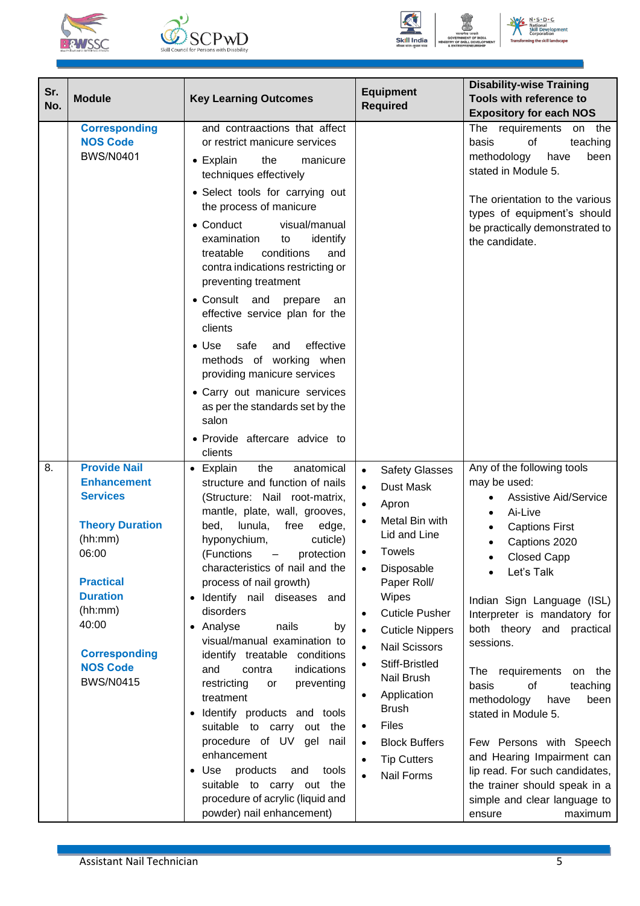| Sr. No. | Module | Key Learning Outcomes | Equipment Required | Disability-wise Training Tools with reference to Expository for each NOS |
|---|---|---|---|---|
| | **Corresponding NOS Code** BWS/N0401 | and contraactions that affect or restrict manicure services<br>• Explain the manicure techniques effectively<br>• Select tools for carrying out the process of manicure<br>• Conduct visual/manual examination to identify treatable conditions and contra indications restricting or preventing treatment<br>• Consult and prepare an effective service plan for the clients<br>• Use safe and effective methods of working when providing manicure services<br>• Carry out manicure services as per the standards set by the salon<br>• Provide aftercare advice to clients | | The requirements on the basis of teaching methodology have been stated in Module 5.<br><br>The orientation to the various types of equipment's should be practically demonstrated to the candidate. |
| 8. | **Provide Nail Enhancement Services**<br><br>**Theory Duration** (hh:mm) 06:00<br><br>**Practical Duration** (hh:mm) 40:00<br><br>**Corresponding NOS Code** BWS/N0415 | • Explain the anatomical structure and function of nails (Structure: Nail root-matrix, mantle, plate, wall, grooves, bed, lunula, free edge, hyponychium, cuticle) (Functions – protection characteristics of nail and the process of nail growth)<br>• Identify nail diseases and disorders<br>• Analyse nails by visual/manual examination to identify treatable conditions and contra indications restricting or preventing treatment<br>• Identify products and tools suitable to carry out the procedure of UV gel nail enhancement<br>• Use products and tools suitable to carry out the procedure of acrylic (liquid and powder) nail enhancement) | • Safety Glasses<br>• Dust Mask<br>• Apron<br>• Metal Bin with Lid and Line<br>• Towels<br>• Disposable Paper Roll/ Wipes<br>• Cuticle Pusher<br>• Cuticle Nippers<br>• Nail Scissors<br>• Stiff-Bristled Nail Brush<br>• Application Brush<br>• Files<br>• Block Buffers<br>• Tip Cutters<br>• Nail Forms | Any of the following tools may be used:<br>• Assistive Aid/Service<br>• Ai-Live<br>• Captions First<br>• Captions 2020<br>• Closed Capp<br>• Let's Talk<br><br>Indian Sign Language (ISL) Interpreter is mandatory for both theory and practical sessions.<br><br>The requirements on the basis of teaching methodology have been stated in Module 5.<br><br>Few Persons with Speech and Hearing Impairment can lip read. For such candidates, the trainer should speak in a simple and clear language to ensure maximum |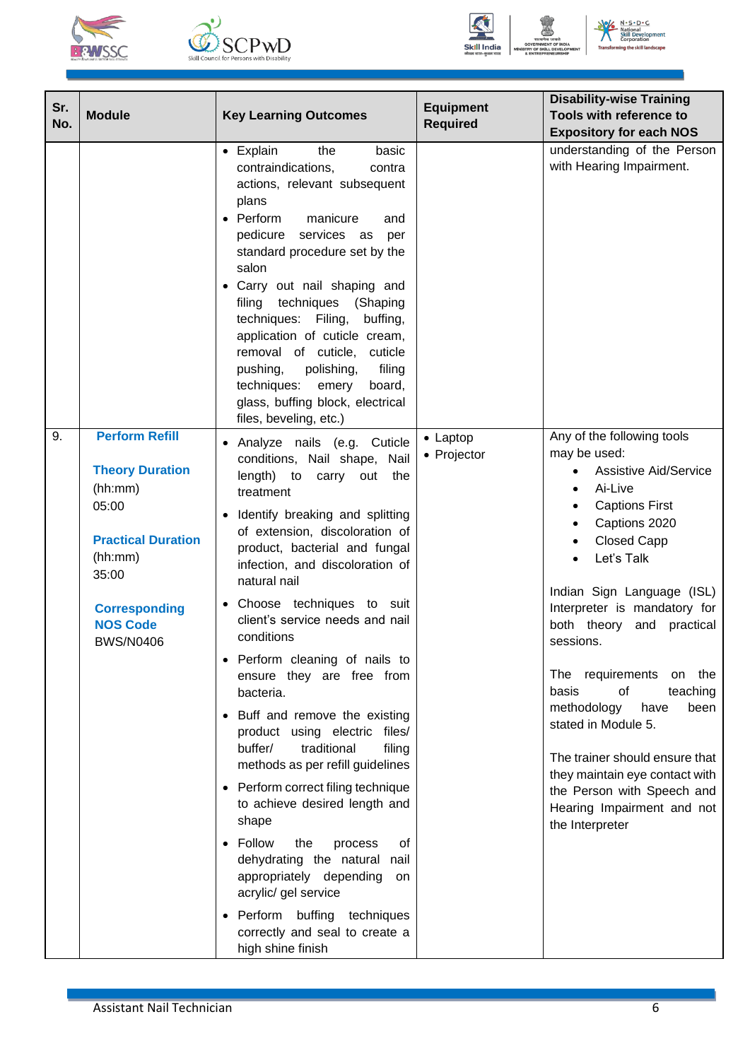| Sr. No. | Module | Key Learning Outcomes | Equipment Required | Disability-wise Training Tools with reference to Expository for each NOS |
|---|---|---|---|---|
| | | • Explain the basic contraindications, contra actions, relevant subsequent plans<br>• Perform manicure and pedicure services as per standard procedure set by the salon<br>• Carry out nail shaping and filing techniques (Shaping techniques: Filing, buffing, application of cuticle cream, removal of cuticle, cuticle pushing, polishing, filing techniques: emery board, glass, buffing block, electrical files, beveling, etc.) | | understanding of the Person with Hearing Impairment. |
| 9. | **Perform Refill**<br><br>**Theory Duration** (hh:mm)<br>05:00<br><br>**Practical Duration** (hh:mm)<br>35:00<br><br>**Corresponding NOS Code**<br>BWS/N0406 | • Analyze nails (e.g. Cuticle conditions, Nail shape, Nail length) to carry out the treatment<br>• Identify breaking and splitting of extension, discoloration of product, bacterial and fungal infection, and discoloration of natural nail<br>• Choose techniques to suit client's service needs and nail conditions<br>• Perform cleaning of nails to ensure they are free from bacteria.<br>• Buff and remove the existing product using electric files/ buffer/ traditional filing methods as per refill guidelines<br>• Perform correct filing technique to achieve desired length and shape<br>• Follow the process of dehydrating the natural nail appropriately depending on acrylic/ gel service<br>• Perform buffing techniques correctly and seal to create a high shine finish | • Laptop<br>• Projector | Any of the following tools may be used:<br>• Assistive Aid/Service<br>• Ai-Live<br>• Captions First<br>• Captions 2020<br>• Closed Capp<br>• Let's Talk<br><br>Indian Sign Language (ISL) Interpreter is mandatory for both theory and practical sessions.<br><br>The requirements on the basis of teaching methodology have been stated in Module 5.<br><br>The trainer should ensure that they maintain eye contact with the Person with Speech and Hearing Impairment and not the Interpreter |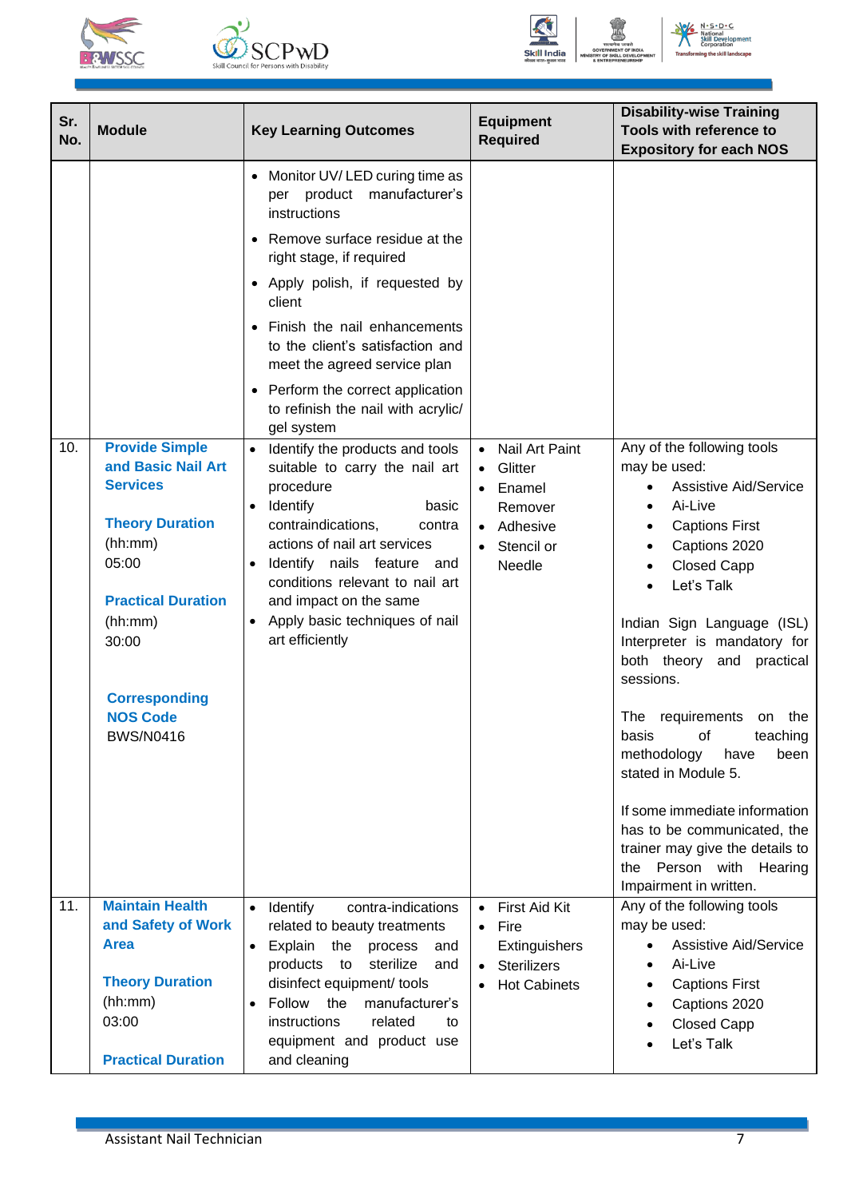| Sr. No. | Module | Key Learning Outcomes | Equipment Required | Disability-wise Training Tools with reference to Expository for each NOS |
|---|---|---|---|---|
| | | • Monitor UV/ LED curing time as per product manufacturer's instructions<br>• Remove surface residue at the right stage, if required<br>• Apply polish, if requested by client<br>• Finish the nail enhancements to the client's satisfaction and meet the agreed service plan<br>• Perform the correct application to refinish the nail with acrylic/ gel system | | |
| 10. | **Provide Simple and Basic Nail Art Services**<br><br>**Theory Duration** (hh:mm)<br>05:00<br><br>**Practical Duration** (hh:mm)<br>30:00<br><br>**Corresponding NOS Code**<br>BWS/N0416 | • Identify the products and tools suitable to carry the nail art procedure<br>• Identify basic contraindications, contra actions of nail art services<br>• Identify nails feature and conditions relevant to nail art and impact on the same<br>• Apply basic techniques of nail art efficiently | • Nail Art Paint<br>• Glitter<br>• Enamel Remover<br>• Adhesive<br>• Stencil or Needle | Any of the following tools may be used:<br>• Assistive Aid/Service<br>• Ai-Live<br>• Captions First<br>• Captions 2020<br>• Closed Capp<br>• Let's Talk<br><br>Indian Sign Language (ISL) Interpreter is mandatory for both theory and practical sessions.<br><br>The requirements on the basis of teaching methodology have been stated in Module 5.<br><br>If some immediate information has to be communicated, the trainer may give the details to the Person with Hearing Impairment in written. |
| 11. | **Maintain Health and Safety of Work Area**<br><br>**Theory Duration** (hh:mm)<br>03:00<br><br>**Practical Duration** | • Identify contra-indications related to beauty treatments<br>• Explain the process and products to sterilize and disinfect equipment/ tools<br>• Follow the manufacturer's instructions related to equipment and product use and cleaning | • First Aid Kit<br>• Fire Extinguishers<br>• Sterilizers<br>• Hot Cabinets | Any of the following tools may be used:<br>• Assistive Aid/Service<br>• Ai-Live<br>• Captions First<br>• Captions 2020<br>• Closed Capp<br>• Let's Talk |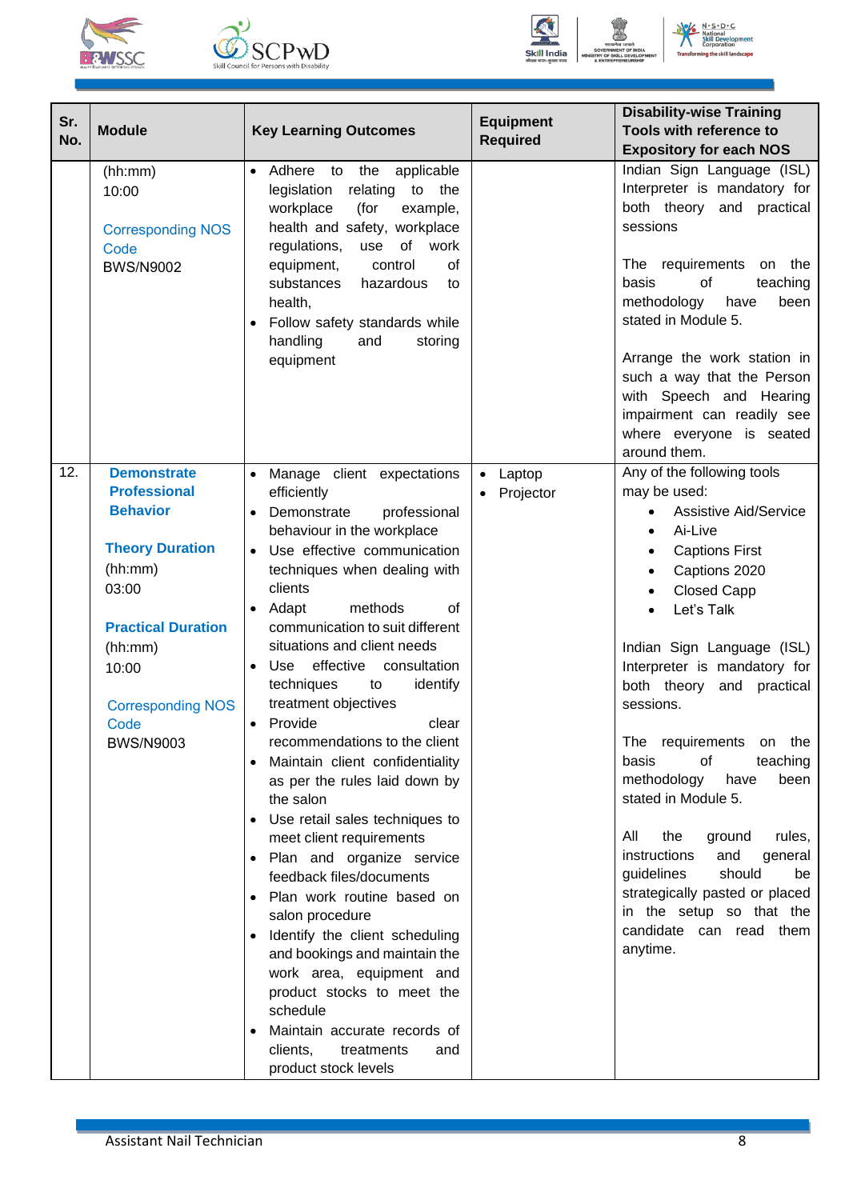| Sr. No. | Module | Key Learning Outcomes | Equipment Required | Disability-wise Training Tools with reference to Expository for each NOS |
|---|---|---|---|---|
| | (hh:mm)<br>10:00<br><br>Corresponding NOS Code<br>BWS/N9002 | • Adhere to the applicable legislation relating to the workplace (for example, health and safety, workplace regulations, use of work equipment, control of substances hazardous to health,<br>• Follow safety standards while handling and storing equipment | | Indian Sign Language (ISL) Interpreter is mandatory for both theory and practical sessions<br><br>The requirements on the basis of teaching methodology have been stated in Module 5.<br><br>Arrange the work station in such a way that the Person with Speech and Hearing impairment can readily see where everyone is seated around them. |
| 12. | **Demonstrate Professional Behavior**<br><br>**Theory Duration**<br>(hh:mm)<br>03:00<br><br>**Practical Duration**<br>(hh:mm)<br>10:00<br><br>Corresponding NOS Code<br>BWS/N9003 | • Manage client expectations efficiently<br>• Demonstrate professional behaviour in the workplace<br>• Use effective communication techniques when dealing with clients<br>• Adapt methods of communication to suit different situations and client needs<br>• Use effective consultation techniques to identify treatment objectives<br>• Provide clear recommendations to the client<br>• Maintain client confidentiality as per the rules laid down by the salon<br>• Use retail sales techniques to meet client requirements<br>• Plan and organize service feedback files/documents<br>• Plan work routine based on salon procedure<br>• Identify the client scheduling and bookings and maintain the work area, equipment and product stocks to meet the schedule<br>• Maintain accurate records of clients, treatments and product stock levels | • Laptop<br>• Projector | Any of the following tools may be used:<br>• Assistive Aid/Service<br>• Ai-Live<br>• Captions First<br>• Captions 2020<br>• Closed Capp<br>• Let's Talk<br><br>Indian Sign Language (ISL) Interpreter is mandatory for both theory and practical sessions.<br><br>The requirements on the basis of teaching methodology have been stated in Module 5.<br><br>All the ground rules, instructions and general guidelines should be strategically pasted or placed in the setup so that the candidate can read them anytime. |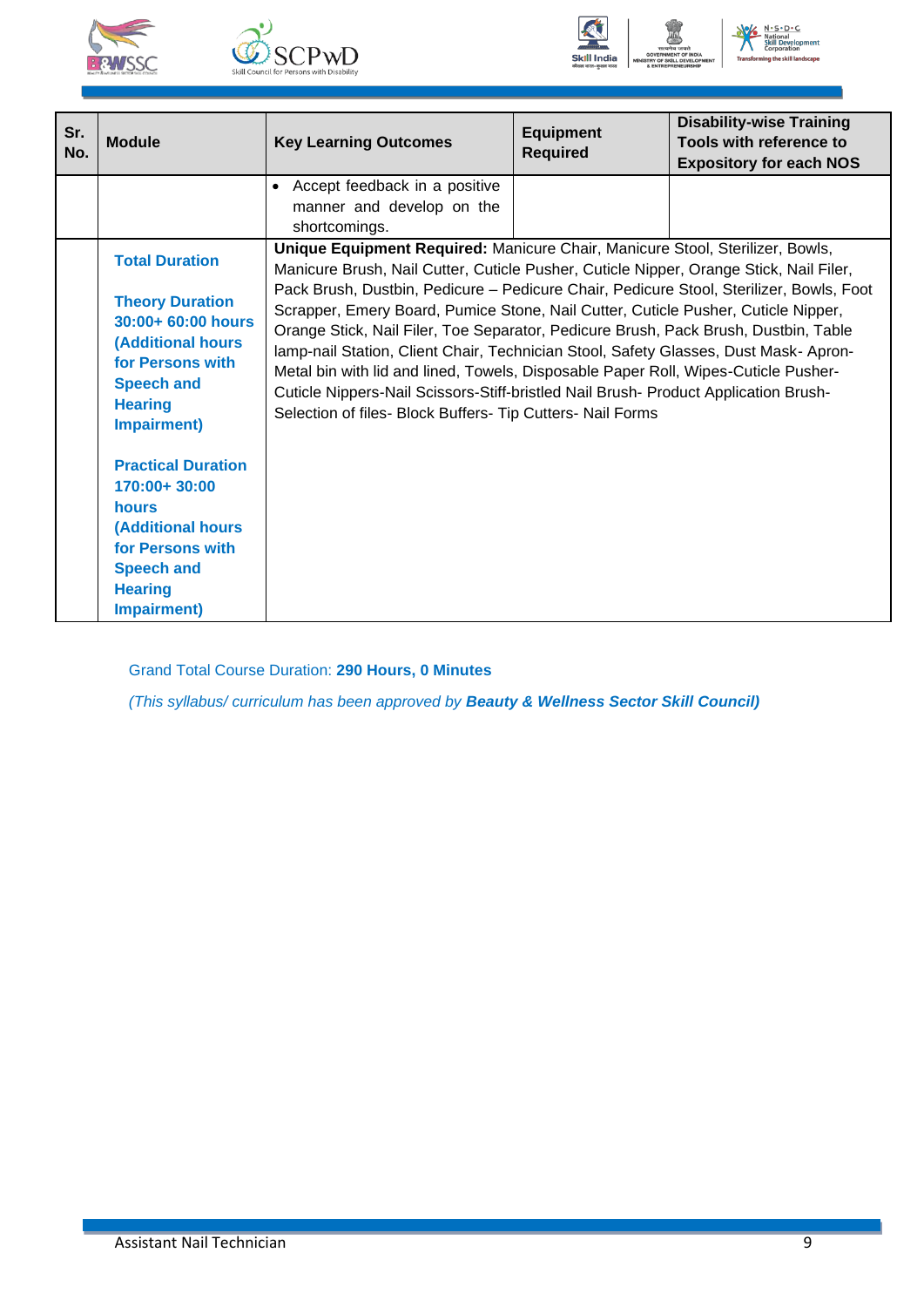| Sr. No. | Module | Key Learning Outcomes | Equipment Required | Disability-wise Training Tools with reference to Expository for each NOS |
|---|---|---|---|---|
| | | • Accept feedback in a positive manner and develop on the shortcomings. | | |
| | **Total Duration**<br><br>**Theory Duration 30:00+ 60:00 hours (Additional hours for Persons with Speech and Hearing Impairment)**<br><br>**Practical Duration 170:00+ 30:00 hours (Additional hours for Persons with Speech and Hearing Impairment)** | **Unique Equipment Required:** Manicure Chair, Manicure Stool, Sterilizer, Bowls, Manicure Brush, Nail Cutter, Cuticle Pusher, Cuticle Nipper, Orange Stick, Nail Filer, Pack Brush, Dustbin, Pedicure – Pedicure Chair, Pedicure Stool, Sterilizer, Bowls, Foot Scrapper, Emery Board, Pumice Stone, Nail Cutter, Cuticle Pusher, Cuticle Nipper, Orange Stick, Nail Filer, Toe Separator, Pedicure Brush, Pack Brush, Dustbin, Table lamp-nail Station, Client Chair, Technician Stool, Safety Glasses, Dust Mask- Apron-Metal bin with lid and lined, Towels, Disposable Paper Roll, Wipes-Cuticle Pusher-Cuticle Nippers-Nail Scissors-Stiff-bristled Nail Brush- Product Application Brush-Selection of files- Block Buffers- Tip Cutters- Nail Forms | | |

Grand Total Course Duration: **290 Hours, 0 Minutes**

*(This syllabus/ curriculum has been approved by **Beauty & Wellness Sector Skill Council)***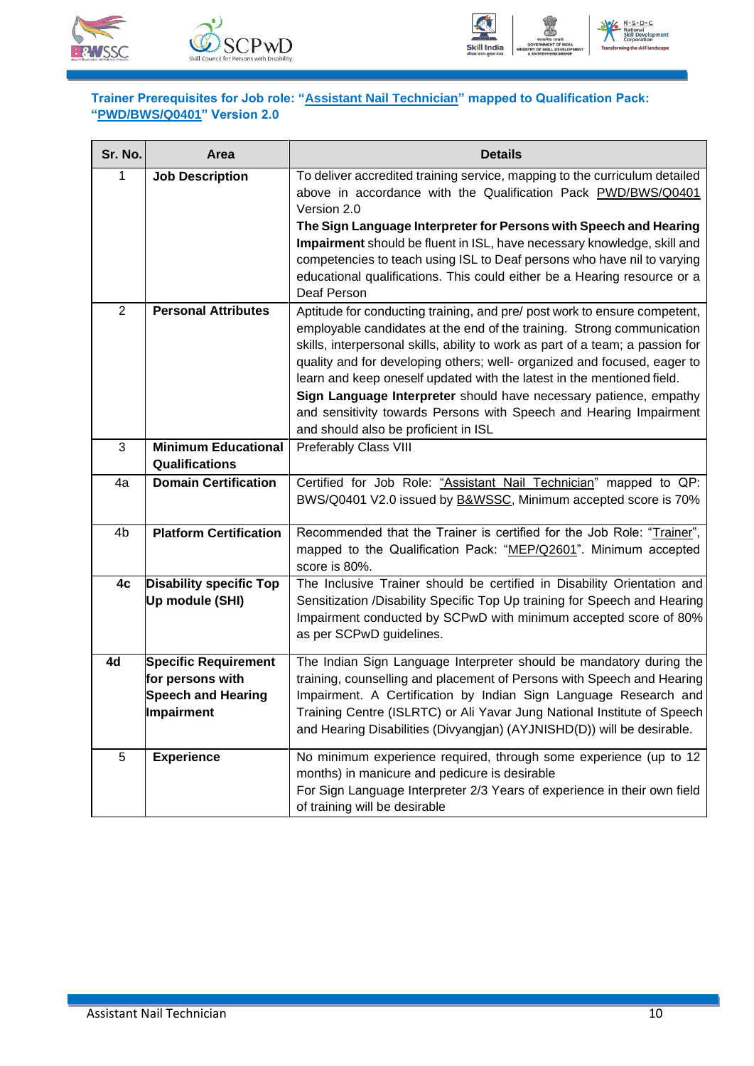### Trainer Prerequisites for Job role: "Assistant Nail Technician" mapped to Qualification Pack: "PWD/BWS/Q0401" Version 2.0

| Sr. No. | Area | Details |
|---|---|---|
| 1 | **Job Description** | To deliver accredited training service, mapping to the curriculum detailed above in accordance with the Qualification Pack PWD/BWS/Q0401 Version 2.0<br>**The Sign Language Interpreter for Persons with Speech and Hearing Impairment** should be fluent in ISL, have necessary knowledge, skill and competencies to teach using ISL to Deaf persons who have nil to varying educational qualifications. This could either be a Hearing resource or a Deaf Person |
| 2 | **Personal Attributes** | Aptitude for conducting training, and pre/ post work to ensure competent, employable candidates at the end of the training. Strong communication skills, interpersonal skills, ability to work as part of a team; a passion for quality and for developing others; well- organized and focused, eager to learn and keep oneself updated with the latest in the mentioned field.<br>**Sign Language Interpreter** should have necessary patience, empathy and sensitivity towards Persons with Speech and Hearing Impairment and should also be proficient in ISL |
| 3 | **Minimum Educational Qualifications** | Preferably Class VIII |
| 4a | **Domain Certification** | Certified for Job Role: "Assistant Nail Technician" mapped to QP: BWS/Q0401 V2.0 issued by B&WSSC, Minimum accepted score is 70% |
| 4b | **Platform Certification** | Recommended that the Trainer is certified for the Job Role: "Trainer", mapped to the Qualification Pack: "MEP/Q2601". Minimum accepted score is 80%. |
| **4c** | **Disability specific Top Up module (SHI)** | The Inclusive Trainer should be certified in Disability Orientation and Sensitization /Disability Specific Top Up training for Speech and Hearing Impairment conducted by SCPwD with minimum accepted score of 80% as per SCPwD guidelines. |
| **4d** | **Specific Requirement for persons with Speech and Hearing Impairment** | The Indian Sign Language Interpreter should be mandatory during the training, counselling and placement of Persons with Speech and Hearing Impairment. A Certification by Indian Sign Language Research and Training Centre (ISLRTC) or Ali Yavar Jung National Institute of Speech and Hearing Disabilities (Divyangjan) (AYJNISHD(D)) will be desirable. |
| 5 | **Experience** | No minimum experience required, through some experience (up to 12 months) in manicure and pedicure is desirable<br>For Sign Language Interpreter 2/3 Years of experience in their own field of training will be desirable |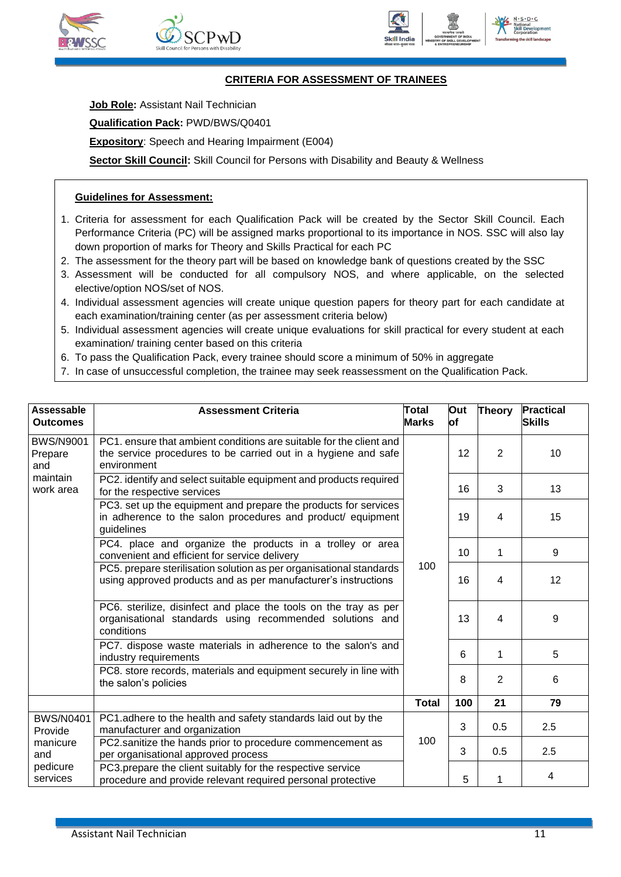## CRITERIA FOR ASSESSMENT OF TRAINEES

**Job Role:** Assistant Nail Technician

**Qualification Pack:** PWD/BWS/Q0401

**Expository**: Speech and Hearing Impairment (E004)

**Sector Skill Council:** Skill Council for Persons with Disability and Beauty & Wellness

**Guidelines for Assessment:**

1. Criteria for assessment for each Qualification Pack will be created by the Sector Skill Council. Each Performance Criteria (PC) will be assigned marks proportional to its importance in NOS. SSC will also lay down proportion of marks for Theory and Skills Practical for each PC
2. The assessment for the theory part will be based on knowledge bank of questions created by the SSC
3. Assessment will be conducted for all compulsory NOS, and where applicable, on the selected elective/option NOS/set of NOS.
4. Individual assessment agencies will create unique question papers for theory part for each candidate at each examination/training center (as per assessment criteria below)
5. Individual assessment agencies will create unique evaluations for skill practical for every student at each examination/ training center based on this criteria
6. To pass the Qualification Pack, every trainee should score a minimum of 50% in aggregate
7. In case of unsuccessful completion, the trainee may seek reassessment on the Qualification Pack.

| Assessable Outcomes | Assessment Criteria | Total Marks | Out of | Theory | Practical Skills |
|---|---|---|---|---|---|
| BWS/N9001 Prepare and maintain work area | PC1. ensure that ambient conditions are suitable for the client and the service procedures to be carried out in a hygiene and safe environment | 100 | 12 | 2 | 10 |
| | PC2. identify and select suitable equipment and products required for the respective services | | 16 | 3 | 13 |
| | PC3. set up the equipment and prepare the products for services in adherence to the salon procedures and product/ equipment guidelines | | 19 | 4 | 15 |
| | PC4. place and organize the products in a trolley or area convenient and efficient for service delivery | | 10 | 1 | 9 |
| | PC5. prepare sterilisation solution as per organisational standards using approved products and as per manufacturer's instructions | | 16 | 4 | 12 |
| | PC6. sterilize, disinfect and place the tools on the tray as per organisational standards using recommended solutions and conditions | | 13 | 4 | 9 |
| | PC7. dispose waste materials in adherence to the salon's and industry requirements | | 6 | 1 | 5 |
| | PC8. store records, materials and equipment securely in line with the salon's policies | | 8 | 2 | 6 |
| | | **Total** | **100** | **21** | **79** |
| BWS/N0401 Provide manicure and pedicure services | PC1.adhere to the health and safety standards laid out by the manufacturer and organization | 100 | 3 | 0.5 | 2.5 |
| | PC2.sanitize the hands prior to procedure commencement as per organisational approved process | | 3 | 0.5 | 2.5 |
| | PC3.prepare the client suitably for the respective service procedure and provide relevant required personal protective | | 5 | 1 | 4 |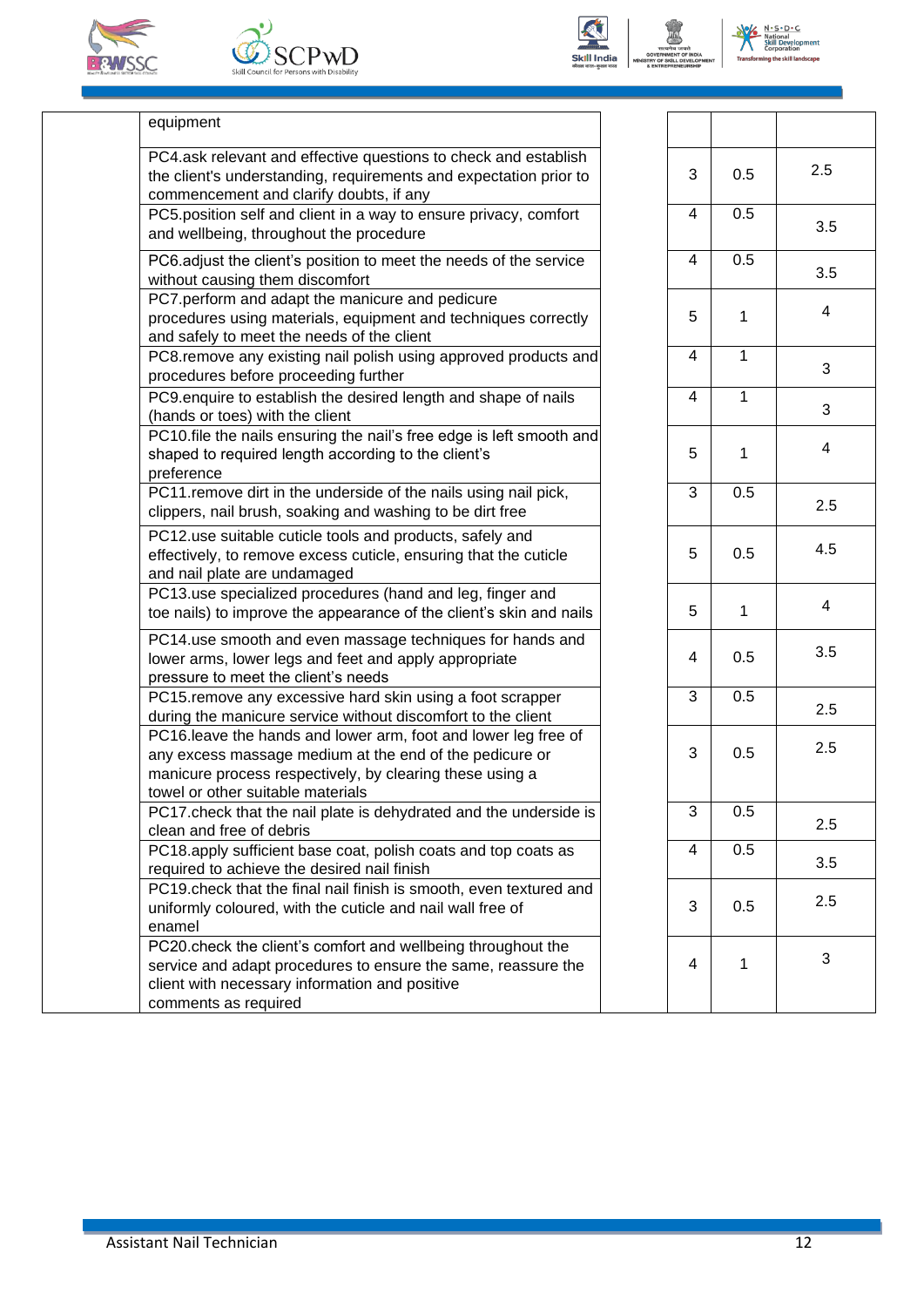| | | | | | |
|---|---|---|---|---|---|
| | equipment | | | | |
| | PC4.ask relevant and effective questions to check and establish the client's understanding, requirements and expectation prior to commencement and clarify doubts, if any | | 3 | 0.5 | 2.5 |
| | PC5.position self and client in a way to ensure privacy, comfort and wellbeing, throughout the procedure | | 4 | 0.5 | 3.5 |
| | PC6.adjust the client's position to meet the needs of the service without causing them discomfort | | 4 | 0.5 | 3.5 |
| | PC7.perform and adapt the manicure and pedicure procedures using materials, equipment and techniques correctly and safely to meet the needs of the client | | 5 | 1 | 4 |
| | PC8.remove any existing nail polish using approved products and procedures before proceeding further | | 4 | 1 | 3 |
| | PC9.enquire to establish the desired length and shape of nails (hands or toes) with the client | | 4 | 1 | 3 |
| | PC10.file the nails ensuring the nail's free edge is left smooth and shaped to required length according to the client's preference | | 5 | 1 | 4 |
| | PC11.remove dirt in the underside of the nails using nail pick, clippers, nail brush, soaking and washing to be dirt free | | 3 | 0.5 | 2.5 |
| | PC12.use suitable cuticle tools and products, safely and effectively, to remove excess cuticle, ensuring that the cuticle and nail plate are undamaged | | 5 | 0.5 | 4.5 |
| | PC13.use specialized procedures (hand and leg, finger and toe nails) to improve the appearance of the client's skin and nails | | 5 | 1 | 4 |
| | PC14.use smooth and even massage techniques for hands and lower arms, lower legs and feet and apply appropriate pressure to meet the client's needs | | 4 | 0.5 | 3.5 |
| | PC15.remove any excessive hard skin using a foot scrapper during the manicure service without discomfort to the client | | 3 | 0.5 | 2.5 |
| | PC16.leave the hands and lower arm, foot and lower leg free of any excess massage medium at the end of the pedicure or manicure process respectively, by clearing these using a towel or other suitable materials | | 3 | 0.5 | 2.5 |
| | PC17.check that the nail plate is dehydrated and the underside is clean and free of debris | | 3 | 0.5 | 2.5 |
| | PC18.apply sufficient base coat, polish coats and top coats as required to achieve the desired nail finish | | 4 | 0.5 | 3.5 |
| | PC19.check that the final nail finish is smooth, even textured and uniformly coloured, with the cuticle and nail wall free of enamel | | 3 | 0.5 | 2.5 |
| | PC20.check the client's comfort and wellbeing throughout the service and adapt procedures to ensure the same, reassure the client with necessary information and positive comments as required | | 4 | 1 | 3 |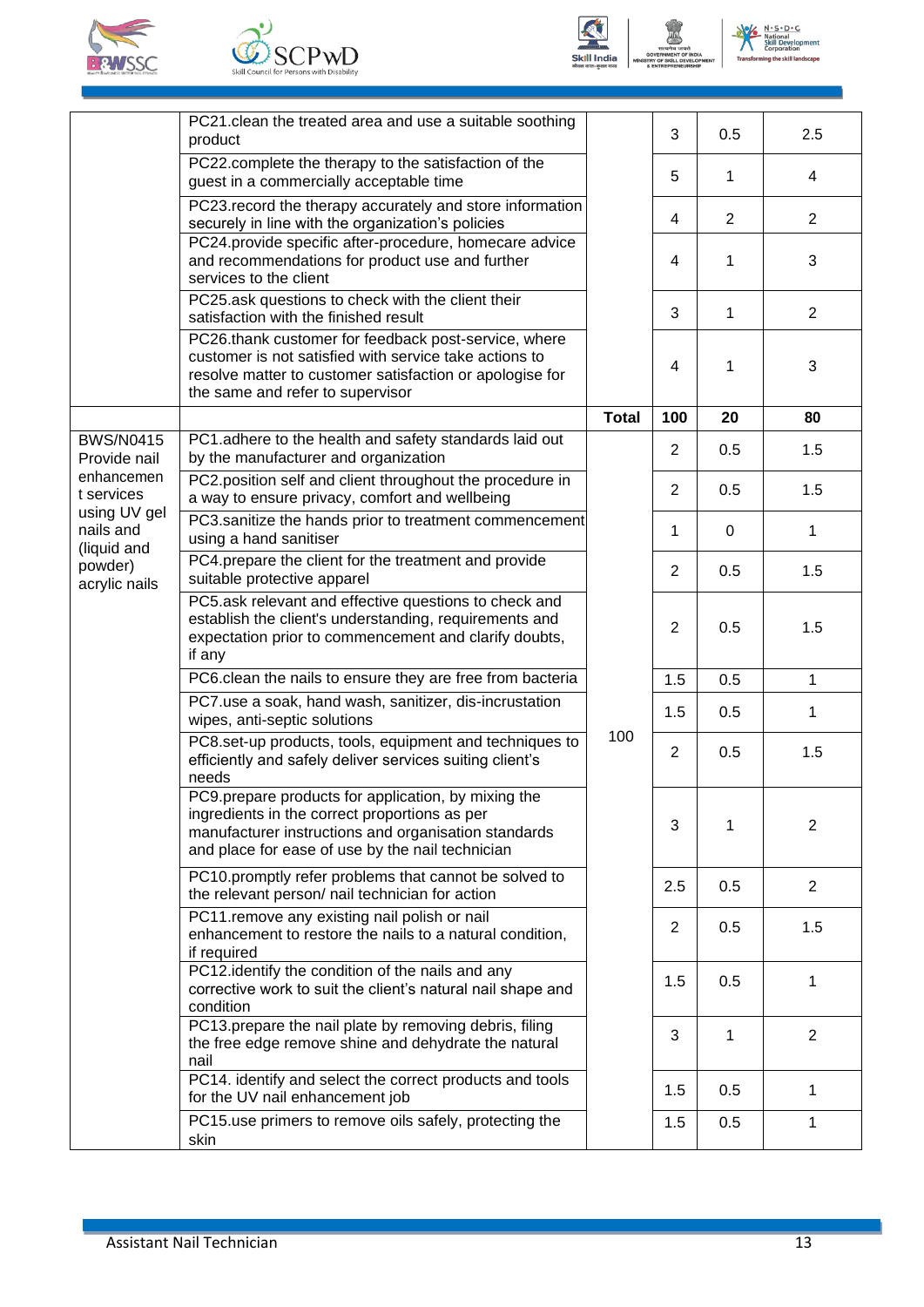| | | | | | |
|---|---|---|---|---|---|
| | PC21.clean the treated area and use a suitable soothing product | | 3 | 0.5 | 2.5 |
| | PC22.complete the therapy to the satisfaction of the guest in a commercially acceptable time | | 5 | 1 | 4 |
| | PC23.record the therapy accurately and store information securely in line with the organization's policies | | 4 | 2 | 2 |
| | PC24.provide specific after-procedure, homecare advice and recommendations for product use and further services to the client | | 4 | 1 | 3 |
| | PC25.ask questions to check with the client their satisfaction with the finished result | | 3 | 1 | 2 |
| | PC26.thank customer for feedback post-service, where customer is not satisfied with service take actions to resolve matter to customer satisfaction or apologise for the same and refer to supervisor | | 4 | 1 | 3 |
| | | **Total** | **100** | **20** | **80** |
| BWS/N0415 Provide nail enhancement services using UV gel nails and (liquid and powder) acrylic nails | PC1.adhere to the health and safety standards laid out by the manufacturer and organization | 100 | 2 | 0.5 | 1.5 |
| | PC2.position self and client throughout the procedure in a way to ensure privacy, comfort and wellbeing | | 2 | 0.5 | 1.5 |
| | PC3.sanitize the hands prior to treatment commencement using a hand sanitiser | | 1 | 0 | 1 |
| | PC4.prepare the client for the treatment and provide suitable protective apparel | | 2 | 0.5 | 1.5 |
| | PC5.ask relevant and effective questions to check and establish the client's understanding, requirements and expectation prior to commencement and clarify doubts, if any | | 2 | 0.5 | 1.5 |
| | PC6.clean the nails to ensure they are free from bacteria | | 1.5 | 0.5 | 1 |
| | PC7.use a soak, hand wash, sanitizer, dis-incrustation wipes, anti-septic solutions | | 1.5 | 0.5 | 1 |
| | PC8.set-up products, tools, equipment and techniques to efficiently and safely deliver services suiting client's needs | | 2 | 0.5 | 1.5 |
| | PC9.prepare products for application, by mixing the ingredients in the correct proportions as per manufacturer instructions and organisation standards and place for ease of use by the nail technician | | 3 | 1 | 2 |
| | PC10.promptly refer problems that cannot be solved to the relevant person/ nail technician for action | | 2.5 | 0.5 | 2 |
| | PC11.remove any existing nail polish or nail enhancement to restore the nails to a natural condition, if required | | 2 | 0.5 | 1.5 |
| | PC12.identify the condition of the nails and any corrective work to suit the client's natural nail shape and condition | | 1.5 | 0.5 | 1 |
| | PC13.prepare the nail plate by removing debris, filing the free edge remove shine and dehydrate the natural nail | | 3 | 1 | 2 |
| | PC14. identify and select the correct products and tools for the UV nail enhancement job | | 1.5 | 0.5 | 1 |
| | PC15.use primers to remove oils safely, protecting the skin | | 1.5 | 0.5 | 1 |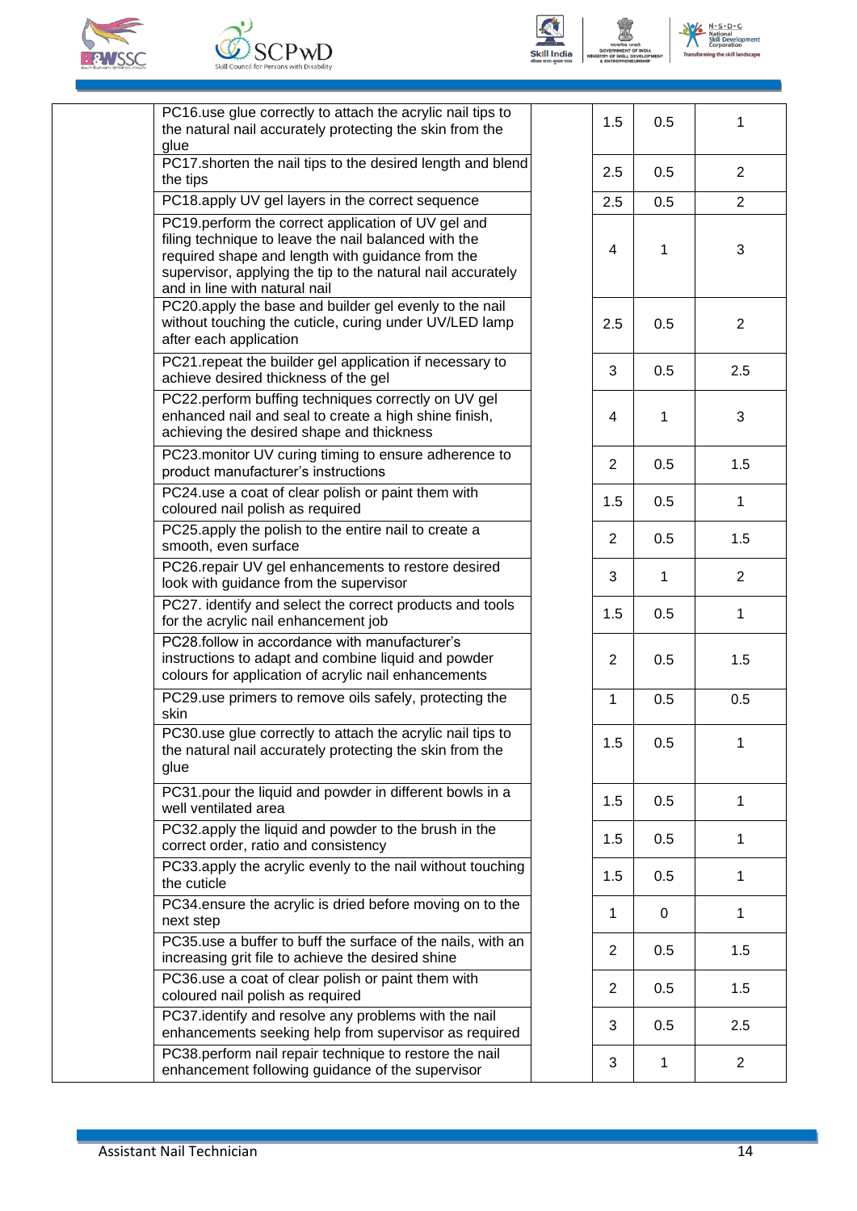| | | | | | |
|---|---|---|---|---|---|
| | PC16.use glue correctly to attach the acrylic nail tips to the natural nail accurately protecting the skin from the glue | | 1.5 | 0.5 | 1 |
| | PC17.shorten the nail tips to the desired length and blend the tips | | 2.5 | 0.5 | 2 |
| | PC18.apply UV gel layers in the correct sequence | | 2.5 | 0.5 | 2 |
| | PC19.perform the correct application of UV gel and filing technique to leave the nail balanced with the required shape and length with guidance from the supervisor, applying the tip to the natural nail accurately and in line with natural nail | | 4 | 1 | 3 |
| | PC20.apply the base and builder gel evenly to the nail without touching the cuticle, curing under UV/LED lamp after each application | | 2.5 | 0.5 | 2 |
| | PC21.repeat the builder gel application if necessary to achieve desired thickness of the gel | | 3 | 0.5 | 2.5 |
| | PC22.perform buffing techniques correctly on UV gel enhanced nail and seal to create a high shine finish, achieving the desired shape and thickness | | 4 | 1 | 3 |
| | PC23.monitor UV curing timing to ensure adherence to product manufacturer's instructions | | 2 | 0.5 | 1.5 |
| | PC24.use a coat of clear polish or paint them with coloured nail polish as required | | 1.5 | 0.5 | 1 |
| | PC25.apply the polish to the entire nail to create a smooth, even surface | | 2 | 0.5 | 1.5 |
| | PC26.repair UV gel enhancements to restore desired look with guidance from the supervisor | | 3 | 1 | 2 |
| | PC27. identify and select the correct products and tools for the acrylic nail enhancement job | | 1.5 | 0.5 | 1 |
| | PC28.follow in accordance with manufacturer's instructions to adapt and combine liquid and powder colours for application of acrylic nail enhancements | | 2 | 0.5 | 1.5 |
| | PC29.use primers to remove oils safely, protecting the skin | | 1 | 0.5 | 0.5 |
| | PC30.use glue correctly to attach the acrylic nail tips to the natural nail accurately protecting the skin from the glue | | 1.5 | 0.5 | 1 |
| | PC31.pour the liquid and powder in different bowls in a well ventilated area | | 1.5 | 0.5 | 1 |
| | PC32.apply the liquid and powder to the brush in the correct order, ratio and consistency | | 1.5 | 0.5 | 1 |
| | PC33.apply the acrylic evenly to the nail without touching the cuticle | | 1.5 | 0.5 | 1 |
| | PC34.ensure the acrylic is dried before moving on to the next step | | 1 | 0 | 1 |
| | PC35.use a buffer to buff the surface of the nails, with an increasing grit file to achieve the desired shine | | 2 | 0.5 | 1.5 |
| | PC36.use a coat of clear polish or paint them with coloured nail polish as required | | 2 | 0.5 | 1.5 |
| | PC37.identify and resolve any problems with the nail enhancements seeking help from supervisor as required | | 3 | 0.5 | 2.5 |
| | PC38.perform nail repair technique to restore the nail enhancement following guidance of the supervisor | | 3 | 1 | 2 |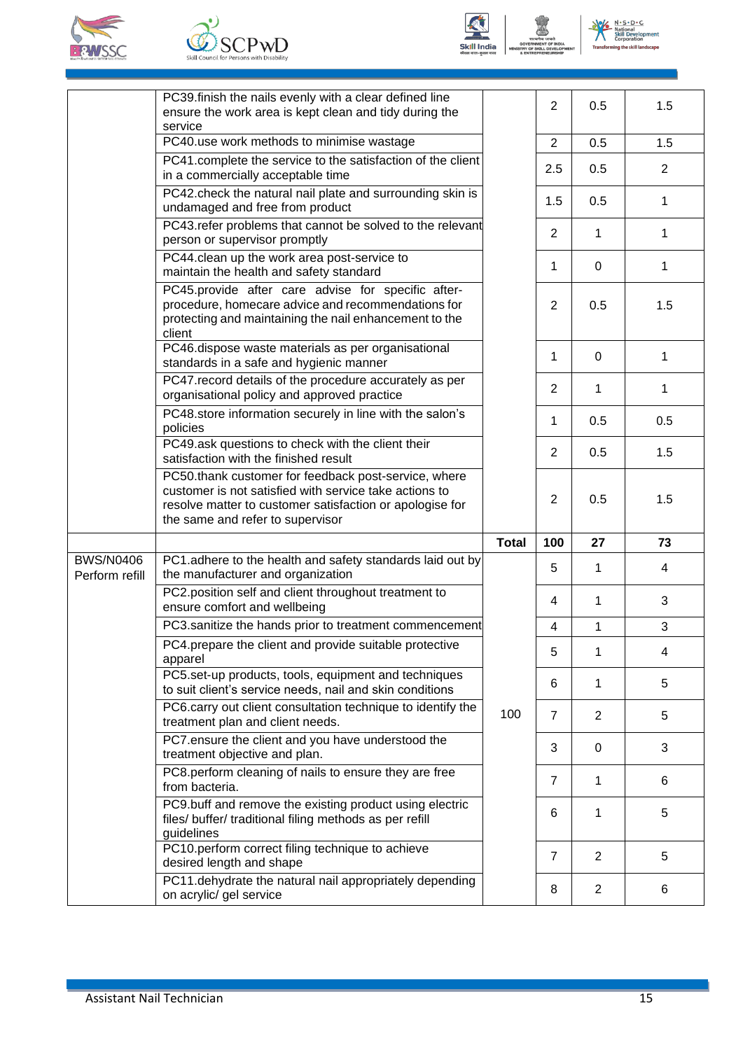| | | | | | |
|---|---|---|---|---|---|
| | PC39.finish the nails evenly with a clear defined line ensure the work area is kept clean and tidy during the service | | 2 | 0.5 | 1.5 |
| | PC40.use work methods to minimise wastage | | 2 | 0.5 | 1.5 |
| | PC41.complete the service to the satisfaction of the client in a commercially acceptable time | | 2.5 | 0.5 | 2 |
| | PC42.check the natural nail plate and surrounding skin is undamaged and free from product | | 1.5 | 0.5 | 1 |
| | PC43.refer problems that cannot be solved to the relevant person or supervisor promptly | | 2 | 1 | 1 |
| | PC44.clean up the work area post-service to maintain the health and safety standard | | 1 | 0 | 1 |
| | PC45.provide after care advise for specific after-procedure, homecare advice and recommendations for protecting and maintaining the nail enhancement to the client | | 2 | 0.5 | 1.5 |
| | PC46.dispose waste materials as per organisational standards in a safe and hygienic manner | | 1 | 0 | 1 |
| | PC47.record details of the procedure accurately as per organisational policy and approved practice | | 2 | 1 | 1 |
| | PC48.store information securely in line with the salon's policies | | 1 | 0.5 | 0.5 |
| | PC49.ask questions to check with the client their satisfaction with the finished result | | 2 | 0.5 | 1.5 |
| | PC50.thank customer for feedback post-service, where customer is not satisfied with service take actions to resolve matter to customer satisfaction or apologise for the same and refer to supervisor | | 2 | 0.5 | 1.5 |
| | | **Total** | **100** | **27** | **73** |
| BWS/N0406 Perform refill | PC1.adhere to the health and safety standards laid out by the manufacturer and organization | 100 | 5 | 1 | 4 |
| | PC2.position self and client throughout treatment to ensure comfort and wellbeing | | 4 | 1 | 3 |
| | PC3.sanitize the hands prior to treatment commencement | | 4 | 1 | 3 |
| | PC4.prepare the client and provide suitable protective apparel | | 5 | 1 | 4 |
| | PC5.set-up products, tools, equipment and techniques to suit client's service needs, nail and skin conditions | | 6 | 1 | 5 |
| | PC6.carry out client consultation technique to identify the treatment plan and client needs. | | 7 | 2 | 5 |
| | PC7.ensure the client and you have understood the treatment objective and plan. | | 3 | 0 | 3 |
| | PC8.perform cleaning of nails to ensure they are free from bacteria. | | 7 | 1 | 6 |
| | PC9.buff and remove the existing product using electric files/ buffer/ traditional filing methods as per refill guidelines | | 6 | 1 | 5 |
| | PC10.perform correct filing technique to achieve desired length and shape | | 7 | 2 | 5 |
| | PC11.dehydrate the natural nail appropriately depending on acrylic/ gel service | | 8 | 2 | 6 |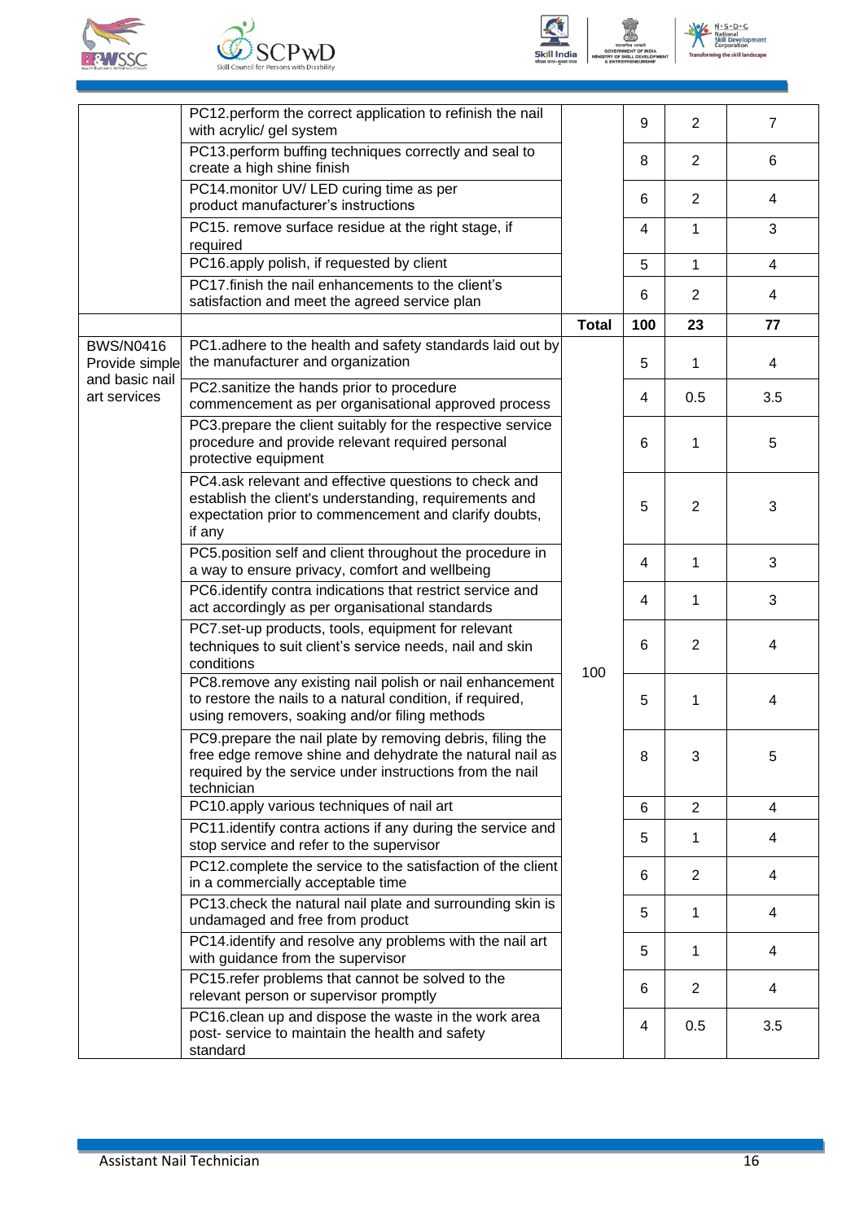| | | | | | |
|---|---|---|---|---|---|
| | PC12.perform the correct application to refinish the nail with acrylic/ gel system | | 9 | 2 | 7 |
| | PC13.perform buffing techniques correctly and seal to create a high shine finish | | 8 | 2 | 6 |
| | PC14.monitor UV/ LED curing time as per product manufacturer's instructions | | 6 | 2 | 4 |
| | PC15. remove surface residue at the right stage, if required | | 4 | 1 | 3 |
| | PC16.apply polish, if requested by client | | 5 | 1 | 4 |
| | PC17.finish the nail enhancements to the client's satisfaction and meet the agreed service plan | | 6 | 2 | 4 |
| | | **Total** | **100** | **23** | **77** |
| BWS/N0416 Provide simple and basic nail art services | PC1.adhere to the health and safety standards laid out by the manufacturer and organization | 100 | 5 | 1 | 4 |
| | PC2.sanitize the hands prior to procedure commencement as per organisational approved process | | 4 | 0.5 | 3.5 |
| | PC3.prepare the client suitably for the respective service procedure and provide relevant required personal protective equipment | | 6 | 1 | 5 |
| | PC4.ask relevant and effective questions to check and establish the client's understanding, requirements and expectation prior to commencement and clarify doubts, if any | | 5 | 2 | 3 |
| | PC5.position self and client throughout the procedure in a way to ensure privacy, comfort and wellbeing | | 4 | 1 | 3 |
| | PC6.identify contra indications that restrict service and act accordingly as per organisational standards | | 4 | 1 | 3 |
| | PC7.set-up products, tools, equipment for relevant techniques to suit client's service needs, nail and skin conditions | | 6 | 2 | 4 |
| | PC8.remove any existing nail polish or nail enhancement to restore the nails to a natural condition, if required, using removers, soaking and/or filing methods | | 5 | 1 | 4 |
| | PC9.prepare the nail plate by removing debris, filing the free edge remove shine and dehydrate the natural nail as required by the service under instructions from the nail technician | | 8 | 3 | 5 |
| | PC10.apply various techniques of nail art | | 6 | 2 | 4 |
| | PC11.identify contra actions if any during the service and stop service and refer to the supervisor | | 5 | 1 | 4 |
| | PC12.complete the service to the satisfaction of the client in a commercially acceptable time | | 6 | 2 | 4 |
| | PC13.check the natural nail plate and surrounding skin is undamaged and free from product | | 5 | 1 | 4 |
| | PC14.identify and resolve any problems with the nail art with guidance from the supervisor | | 5 | 1 | 4 |
| | PC15.refer problems that cannot be solved to the relevant person or supervisor promptly | | 6 | 2 | 4 |
| | PC16.clean up and dispose the waste in the work area post- service to maintain the health and safety standard | | 4 | 0.5 | 3.5 |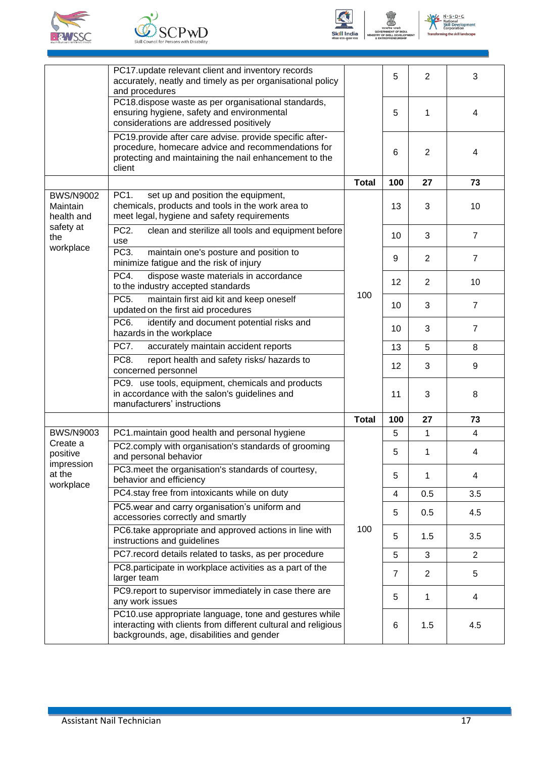| | | | | | |
|---|---|---|---|---|---|
| | PC17.update relevant client and inventory records accurately, neatly and timely as per organisational policy and procedures | | 5 | 2 | 3 |
| | PC18.dispose waste as per organisational standards, ensuring hygiene, safety and environmental considerations are addressed positively | | 5 | 1 | 4 |
| | PC19.provide after care advise. provide specific after-procedure, homecare advice and recommendations for protecting and maintaining the nail enhancement to the client | | 6 | 2 | 4 |
| | | **Total** | **100** | **27** | **73** |
| BWS/N9002 Maintain health and safety at the workplace | PC1. set up and position the equipment, chemicals, products and tools in the work area to meet legal, hygiene and safety requirements | 100 | 13 | 3 | 10 |
| | PC2. clean and sterilize all tools and equipment before use | | 10 | 3 | 7 |
| | PC3. maintain one's posture and position to minimize fatigue and the risk of injury | | 9 | 2 | 7 |
| | PC4. dispose waste materials in accordance to the industry accepted standards | | 12 | 2 | 10 |
| | PC5. maintain first aid kit and keep oneself updated on the first aid procedures | | 10 | 3 | 7 |
| | PC6. identify and document potential risks and hazards in the workplace | | 10 | 3 | 7 |
| | PC7. accurately maintain accident reports | | 13 | 5 | 8 |
| | PC8. report health and safety risks/ hazards to concerned personnel | | 12 | 3 | 9 |
| | PC9. use tools, equipment, chemicals and products in accordance with the salon's guidelines and manufacturers' instructions | | 11 | 3 | 8 |
| | | **Total** | **100** | **27** | **73** |
| BWS/N9003 Create a positive impression at the workplace | PC1.maintain good health and personal hygiene | 100 | 5 | 1 | 4 |
| | PC2.comply with organisation's standards of grooming and personal behavior | | 5 | 1 | 4 |
| | PC3.meet the organisation's standards of courtesy, behavior and efficiency | | 5 | 1 | 4 |
| | PC4.stay free from intoxicants while on duty | | 4 | 0.5 | 3.5 |
| | PC5.wear and carry organisation's uniform and accessories correctly and smartly | | 5 | 0.5 | 4.5 |
| | PC6.take appropriate and approved actions in line with instructions and guidelines | | 5 | 1.5 | 3.5 |
| | PC7.record details related to tasks, as per procedure | | 5 | 3 | 2 |
| | PC8.participate in workplace activities as a part of the larger team | | 7 | 2 | 5 |
| | PC9.report to supervisor immediately in case there are any work issues | | 5 | 1 | 4 |
| | PC10.use appropriate language, tone and gestures while interacting with clients from different cultural and religious backgrounds, age, disabilities and gender | | 6 | 1.5 | 4.5 |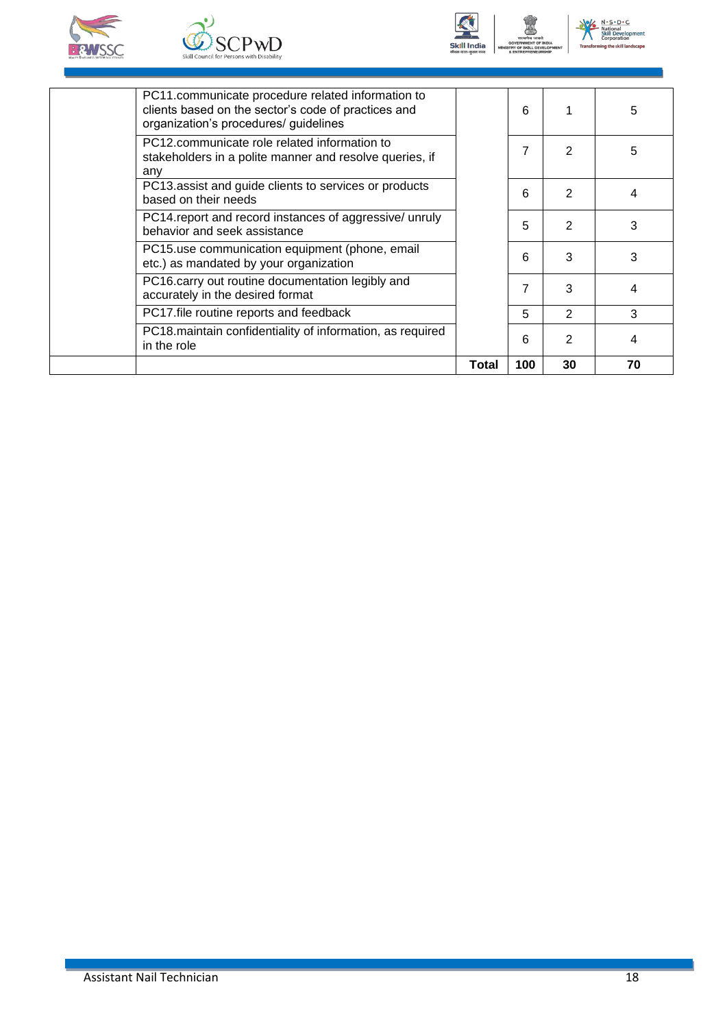| | | | | | |
|---|---|---|---|---|---|
| | PC11.communicate procedure related information to clients based on the sector's code of practices and organization's procedures/ guidelines | | 6 | 1 | 5 |
| | PC12.communicate role related information to stakeholders in a polite manner and resolve queries, if any | | 7 | 2 | 5 |
| | PC13.assist and guide clients to services or products based on their needs | | 6 | 2 | 4 |
| | PC14.report and record instances of aggressive/ unruly behavior and seek assistance | | 5 | 2 | 3 |
| | PC15.use communication equipment (phone, email etc.) as mandated by your organization | | 6 | 3 | 3 |
| | PC16.carry out routine documentation legibly and accurately in the desired format | | 7 | 3 | 4 |
| | PC17.file routine reports and feedback | | 5 | 2 | 3 |
| | PC18.maintain confidentiality of information, as required in the role | | 6 | 2 | 4 |
| | | **Total** | **100** | **30** | **70** |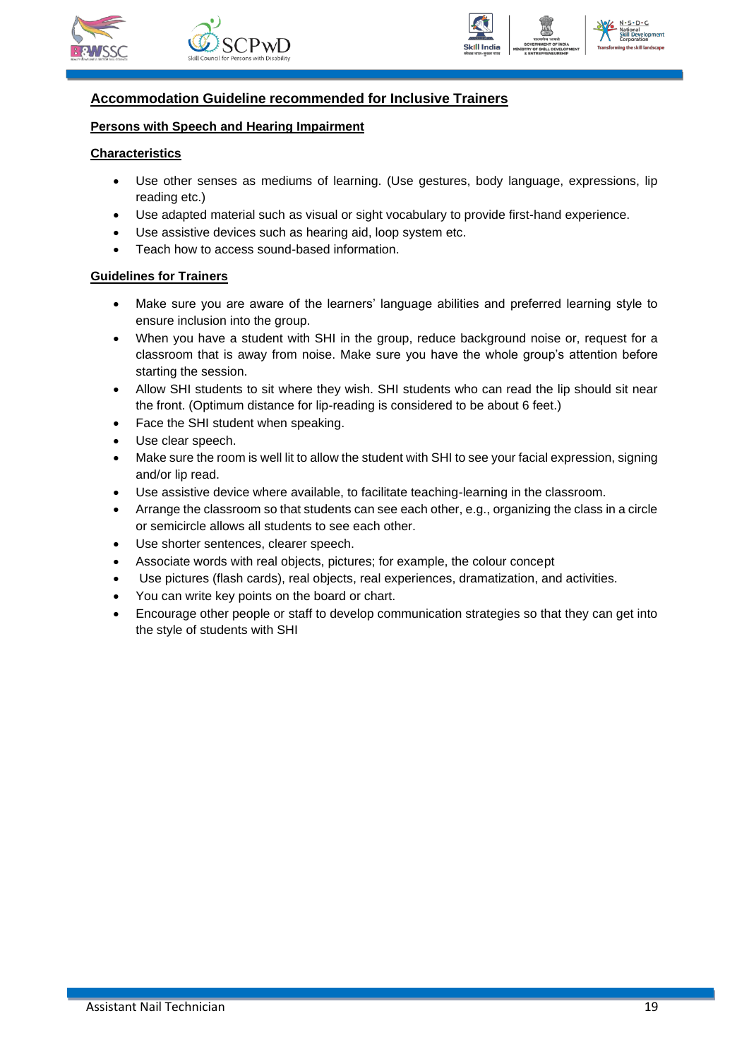## Accommodation Guideline recommended for Inclusive Trainers

### Persons with Speech and Hearing Impairment

### Characteristics

- Use other senses as mediums of learning. (Use gestures, body language, expressions, lip reading etc.)
- Use adapted material such as visual or sight vocabulary to provide first-hand experience.
- Use assistive devices such as hearing aid, loop system etc.
- Teach how to access sound-based information.

### Guidelines for Trainers

- Make sure you are aware of the learners' language abilities and preferred learning style to ensure inclusion into the group.
- When you have a student with SHI in the group, reduce background noise or, request for a classroom that is away from noise. Make sure you have the whole group's attention before starting the session.
- Allow SHI students to sit where they wish. SHI students who can read the lip should sit near the front. (Optimum distance for lip-reading is considered to be about 6 feet.)
- Face the SHI student when speaking.
- Use clear speech.
- Make sure the room is well lit to allow the student with SHI to see your facial expression, signing and/or lip read.
- Use assistive device where available, to facilitate teaching-learning in the classroom.
- Arrange the classroom so that students can see each other, e.g., organizing the class in a circle or semicircle allows all students to see each other.
- Use shorter sentences, clearer speech.
- Associate words with real objects, pictures; for example, the colour concept
- Use pictures (flash cards), real objects, real experiences, dramatization, and activities.
- You can write key points on the board or chart.
- Encourage other people or staff to develop communication strategies so that they can get into the style of students with SHI